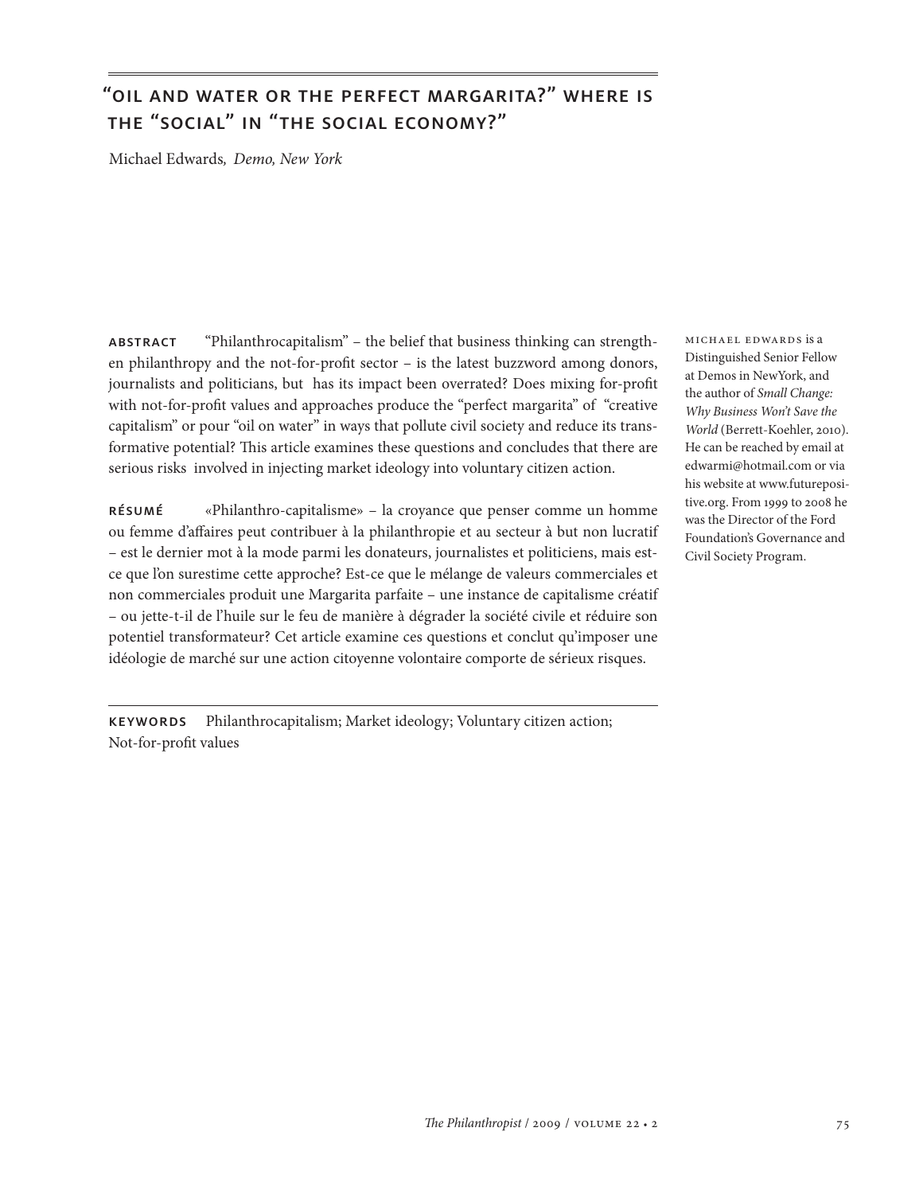# "Oil and water or the perfect margarita?" Where is the "social" in "the social economy?"

Michael Edwards, *Demo, New York*

**ABSTRACT** "Philanthrocapitalism" – the belief that business thinking can strengthen philanthropy and the not-for-profit sector – is the latest buzzword among donors, journalists and politicians, but has its impact been overrated? Does mixing for-profit with not-for-profit values and approaches produce the "perfect margarita" of "creative capitalism" or pour "oil on water" in ways that pollute civil society and reduce its transformative potential? This article examines these questions and concludes that there are serious risks involved in injecting market ideology into voluntary citizen action.

**RÉSUMÉ** «Philanthro-capitalisme» – la croyance que penser comme un homme ou femme d'affaires peut contribuer à la philanthropie et au secteur à but non lucratif – est le dernier mot à la mode parmi les donateurs, journalistes et politiciens, mais est-ce que l'on surestime cette approche? Est-ce que le mélange de valeurs commerciales et non commerciales produit une Margarita parfaite – une instance de capitalisme créatif – ou jette-t-il de l'huile sur le feu de manière à dégrader la société civile et réduire son potentiel transformateur? Cet article examine ces questions et conclut qu'imposer une idéologie de marché sur une action citoyenne volontaire comporte de sérieux risques.

**KEYWORDS** Philanthrocapitalism; Market ideology; Voluntary citizen action; Not-for-profit values

MICHAEL EDWARDS is a Distinguished Senior Fellow at Demos in NewYork, and the author of *Small Change: Why Business Won't Save the World* (Berrett-Koehler, 2010). He can be reached by email at edwarmi@hotmail.com or via his website at www.futurepositive.org. From 1999 to 2008 he was the Director of the Ford Foundation's Governance and Civil Society Program.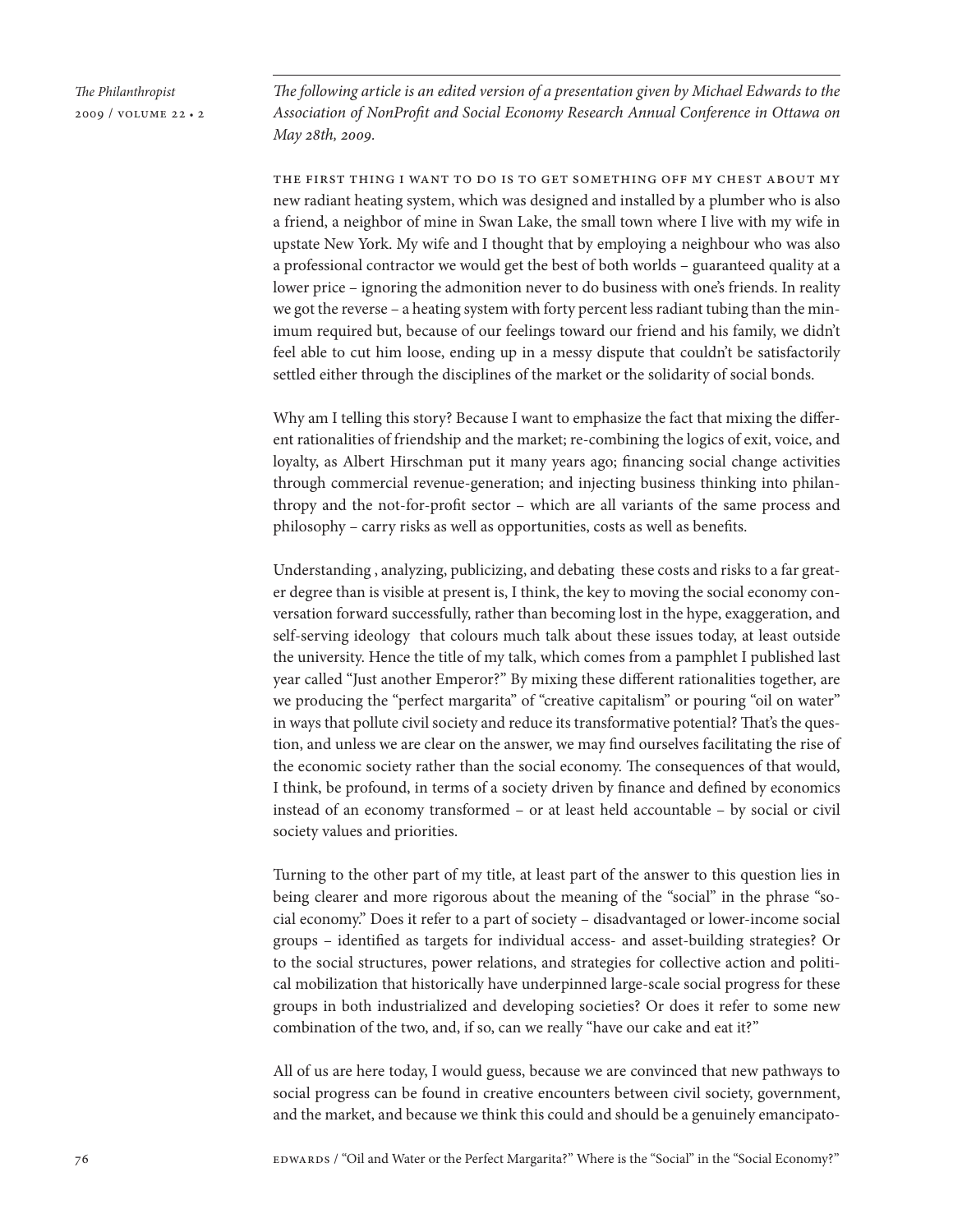*The following article is an edited version of a presentation given by Michael Edwards to the Association of NonProfit and Social Economy Research Annual Conference in Ottawa on May 28th, 2009.*

The first thing I want to do is to get something off my chest about my new radiant heating system, which was designed and installed by a plumber who is also a friend, a neighbor of mine in Swan Lake, the small town where I live with my wife in upstate New York. My wife and I thought that by employing a neighbour who was also a professional contractor we would get the best of both worlds – guaranteed quality at a lower price – ignoring the admonition never to do business with one's friends. In reality we got the reverse – a heating system with forty percent less radiant tubing than the minimum required but, because of our feelings toward our friend and his family, we didn't feel able to cut him loose, ending up in a messy dispute that couldn't be satisfactorily settled either through the disciplines of the market or the solidarity of social bonds.

Why am I telling this story? Because I want to emphasize the fact that mixing the different rationalities of friendship and the market; re-combining the logics of exit, voice, and loyalty, as Albert Hirschman put it many years ago; financing social change activities through commercial revenue-generation; and injecting business thinking into philanthropy and the not-for-profit sector – which are all variants of the same process and philosophy – carry risks as well as opportunities, costs as well as benefits.

Understanding , analyzing, publicizing, and debating these costs and risks to a far greater degree than is visible at present is, I think, the key to moving the social economy conversation forward successfully, rather than becoming lost in the hype, exaggeration, and self-serving ideology that colours much talk about these issues today, at least outside the university. Hence the title of my talk, which comes from a pamphlet I published last year called "Just another Emperor?" By mixing these different rationalities together, are we producing the "perfect margarita" of "creative capitalism" or pouring "oil on water" in ways that pollute civil society and reduce its transformative potential? That's the question, and unless we are clear on the answer, we may find ourselves facilitating the rise of the economic society rather than the social economy. The consequences of that would, I think, be profound, in terms of a society driven by finance and defined by economics instead of an economy transformed – or at least held accountable – by social or civil society values and priorities.

Turning to the other part of my title, at least part of the answer to this question lies in being clearer and more rigorous about the meaning of the "social" in the phrase "social economy." Does it refer to a part of society – disadvantaged or lower-income social groups – identified as targets for individual access- and asset-building strategies? Or to the social structures, power relations, and strategies for collective action and political mobilization that historically have underpinned large-scale social progress for these groups in both industrialized and developing societies? Or does it refer to some new combination of the two, and, if so, can we really "have our cake and eat it?"

All of us are here today, I would guess, because we are convinced that new pathways to social progress can be found in creative encounters between civil society, government, and the market, and because we think this could and should be a genuinely emancipato-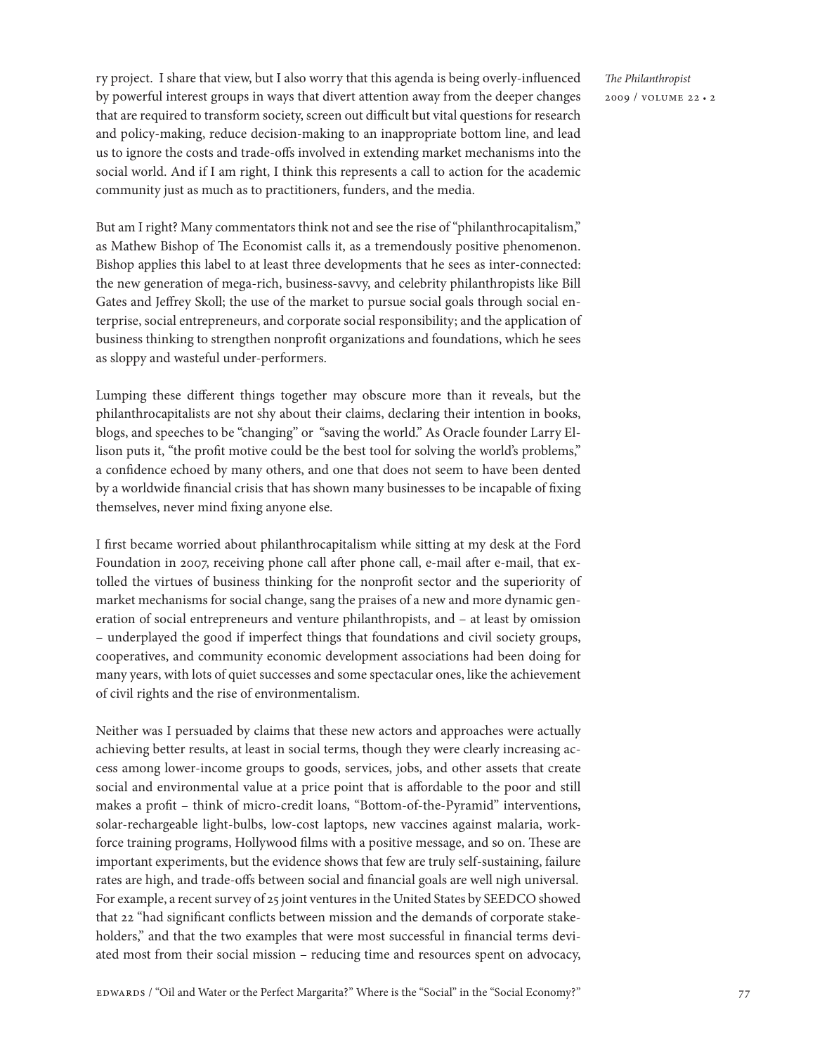ry project. I share that view, but I also worry that this agenda is being overly-influenced by powerful interest groups in ways that divert attention away from the deeper changes that are required to transform society, screen out difficult but vital questions for research and policy-making, reduce decision-making to an inappropriate bottom line, and lead us to ignore the costs and trade-offs involved in extending market mechanisms into the social world. And if I am right, I think this represents a call to action for the academic community just as much as to practitioners, funders, and the media.

But am I right? Many commentators think not and see the rise of "philanthrocapitalism," as Mathew Bishop of The Economist calls it, as a tremendously positive phenomenon. Bishop applies this label to at least three developments that he sees as inter-connected: the new generation of mega-rich, business-savvy, and celebrity philanthropists like Bill Gates and Jeffrey Skoll; the use of the market to pursue social goals through social enterprise, social entrepreneurs, and corporate social responsibility; and the application of business thinking to strengthen nonprofit organizations and foundations, which he sees as sloppy and wasteful under-performers.

Lumping these different things together may obscure more than it reveals, but the philanthrocapitalists are not shy about their claims, declaring their intention in books, blogs, and speeches to be "changing" or "saving the world." As Oracle founder Larry Ellison puts it, "the profit motive could be the best tool for solving the world's problems," a confidence echoed by many others, and one that does not seem to have been dented by a worldwide financial crisis that has shown many businesses to be incapable of fixing themselves, never mind fixing anyone else.

I first became worried about philanthrocapitalism while sitting at my desk at the Ford Foundation in 2007, receiving phone call after phone call, e-mail after e-mail, that extolled the virtues of business thinking for the nonprofit sector and the superiority of market mechanisms for social change, sang the praises of a new and more dynamic generation of social entrepreneurs and venture philanthropists, and – at least by omission – underplayed the good if imperfect things that foundations and civil society groups, cooperatives, and community economic development associations had been doing for many years, with lots of quiet successes and some spectacular ones, like the achievement of civil rights and the rise of environmentalism.

Neither was I persuaded by claims that these new actors and approaches were actually achieving better results, at least in social terms, though they were clearly increasing access among lower-income groups to goods, services, jobs, and other assets that create social and environmental value at a price point that is affordable to the poor and still makes a profit – think of micro-credit loans, "Bottom-of-the-Pyramid" interventions, solar-rechargeable light-bulbs, low-cost laptops, new vaccines against malaria, workforce training programs, Hollywood films with a positive message, and so on. These are important experiments, but the evidence shows that few are truly self-sustaining, failure rates are high, and trade-offs between social and financial goals are well nigh universal. For example, a recent survey of 25 joint ventures in the United States by SEEDCO showed that 22 "had significant conflicts between mission and the demands of corporate stakeholders," and that the two examples that were most successful in financial terms deviated most from their social mission – reducing time and resources spent on advocacy,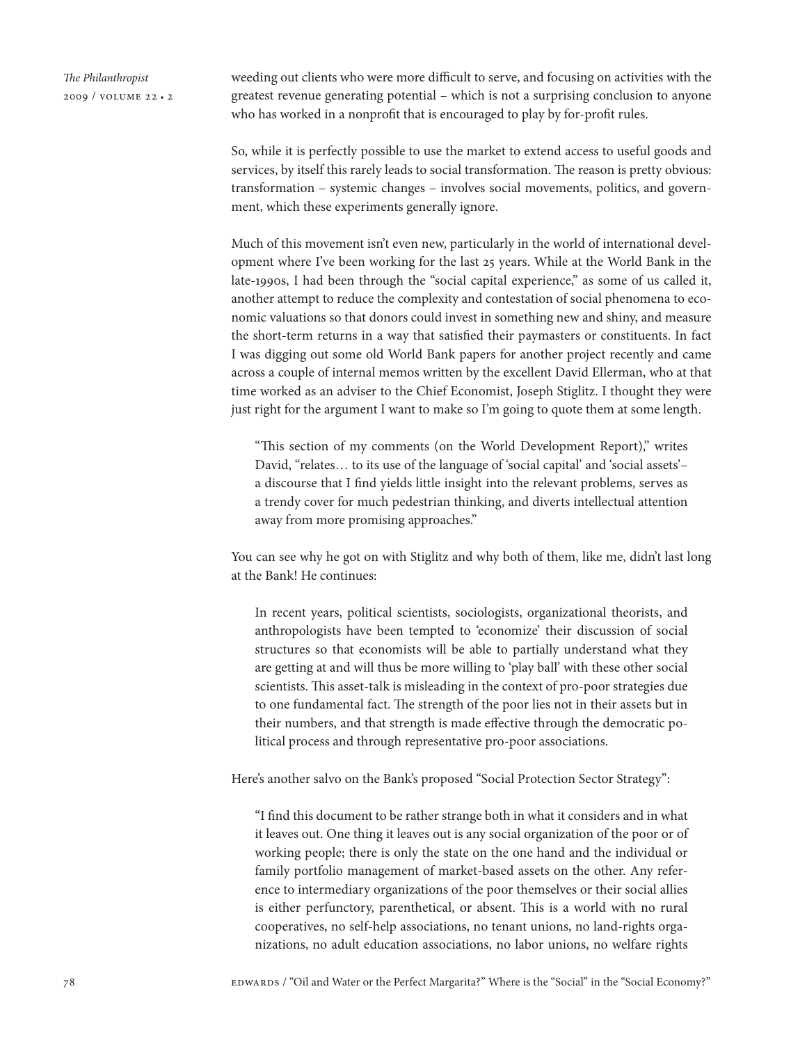weeding out clients who were more difficult to serve, and focusing on activities with the greatest revenue generating potential – which is not a surprising conclusion to anyone who has worked in a nonprofit that is encouraged to play by for-profit rules.

So, while it is perfectly possible to use the market to extend access to useful goods and services, by itself this rarely leads to social transformation. The reason is pretty obvious: transformation – systemic changes – involves social movements, politics, and government, which these experiments generally ignore.

Much of this movement isn't even new, particularly in the world of international development where I've been working for the last 25 years. While at the World Bank in the late-1990s, I had been through the "social capital experience," as some of us called it, another attempt to reduce the complexity and contestation of social phenomena to economic valuations so that donors could invest in something new and shiny, and measure the short-term returns in a way that satisfied their paymasters or constituents. In fact I was digging out some old World Bank papers for another project recently and came across a couple of internal memos written by the excellent David Ellerman, who at that time worked as an adviser to the Chief Economist, Joseph Stiglitz. I thought they were just right for the argument I want to make so I'm going to quote them at some length.

> "This section of my comments (on the World Development Report)," writes David, "relates… to its use of the language of 'social capital' and 'social assets'– a discourse that I find yields little insight into the relevant problems, serves as a trendy cover for much pedestrian thinking, and diverts intellectual attention away from more promising approaches."

You can see why he got on with Stiglitz and why both of them, like me, didn't last long at the Bank! He continues:

> In recent years, political scientists, sociologists, organizational theorists, and anthropologists have been tempted to 'economize' their discussion of social structures so that economists will be able to partially understand what they are getting at and will thus be more willing to 'play ball' with these other social scientists. This asset-talk is misleading in the context of pro-poor strategies due to one fundamental fact. The strength of the poor lies not in their assets but in their numbers, and that strength is made effective through the democratic political process and through representative pro-poor associations.

Here's another salvo on the Bank's proposed "Social Protection Sector Strategy":

> "I find this document to be rather strange both in what it considers and in what it leaves out. One thing it leaves out is any social organization of the poor or of working people; there is only the state on the one hand and the individual or family portfolio management of market-based assets on the other. Any reference to intermediary organizations of the poor themselves or their social allies is either perfunctory, parenthetical, or absent. This is a world with no rural cooperatives, no self-help associations, no tenant unions, no land-rights organizations, no adult education associations, no labor unions, no welfare rights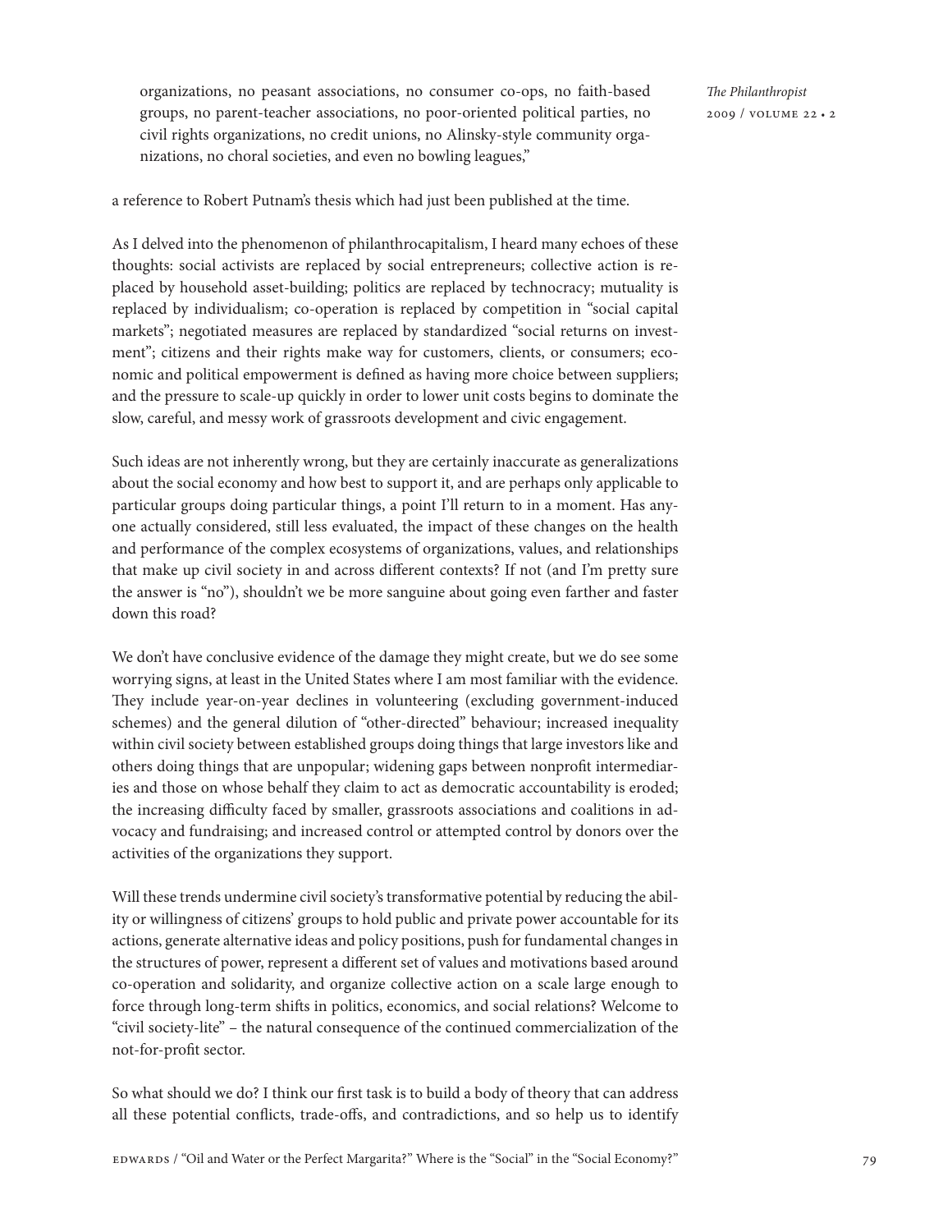> organizations, no peasant associations, no consumer co-ops, no faith-based groups, no parent-teacher associations, no poor-oriented political parties, no civil rights organizations, no credit unions, no Alinsky-style community organizations, no choral societies, and even no bowling leagues,"

a reference to Robert Putnam's thesis which had just been published at the time.

As I delved into the phenomenon of philanthrocapitalism, I heard many echoes of these thoughts: social activists are replaced by social entrepreneurs; collective action is replaced by household asset-building; politics are replaced by technocracy; mutuality is replaced by individualism; co-operation is replaced by competition in "social capital markets"; negotiated measures are replaced by standardized "social returns on investment"; citizens and their rights make way for customers, clients, or consumers; economic and political empowerment is defined as having more choice between suppliers; and the pressure to scale-up quickly in order to lower unit costs begins to dominate the slow, careful, and messy work of grassroots development and civic engagement.

Such ideas are not inherently wrong, but they are certainly inaccurate as generalizations about the social economy and how best to support it, and are perhaps only applicable to particular groups doing particular things, a point I'll return to in a moment. Has anyone actually considered, still less evaluated, the impact of these changes on the health and performance of the complex ecosystems of organizations, values, and relationships that make up civil society in and across different contexts? If not (and I'm pretty sure the answer is "no"), shouldn't we be more sanguine about going even farther and faster down this road?

We don't have conclusive evidence of the damage they might create, but we do see some worrying signs, at least in the United States where I am most familiar with the evidence. They include year-on-year declines in volunteering (excluding government-induced schemes) and the general dilution of "other-directed" behaviour; increased inequality within civil society between established groups doing things that large investors like and others doing things that are unpopular; widening gaps between nonprofit intermediaries and those on whose behalf they claim to act as democratic accountability is eroded; the increasing difficulty faced by smaller, grassroots associations and coalitions in advocacy and fundraising; and increased control or attempted control by donors over the activities of the organizations they support.

Will these trends undermine civil society's transformative potential by reducing the ability or willingness of citizens' groups to hold public and private power accountable for its actions, generate alternative ideas and policy positions, push for fundamental changes in the structures of power, represent a different set of values and motivations based around co-operation and solidarity, and organize collective action on a scale large enough to force through long-term shifts in politics, economics, and social relations? Welcome to "civil society-lite" – the natural consequence of the continued commercialization of the not-for-profit sector.

So what should we do? I think our first task is to build a body of theory that can address all these potential conflicts, trade-offs, and contradictions, and so help us to identify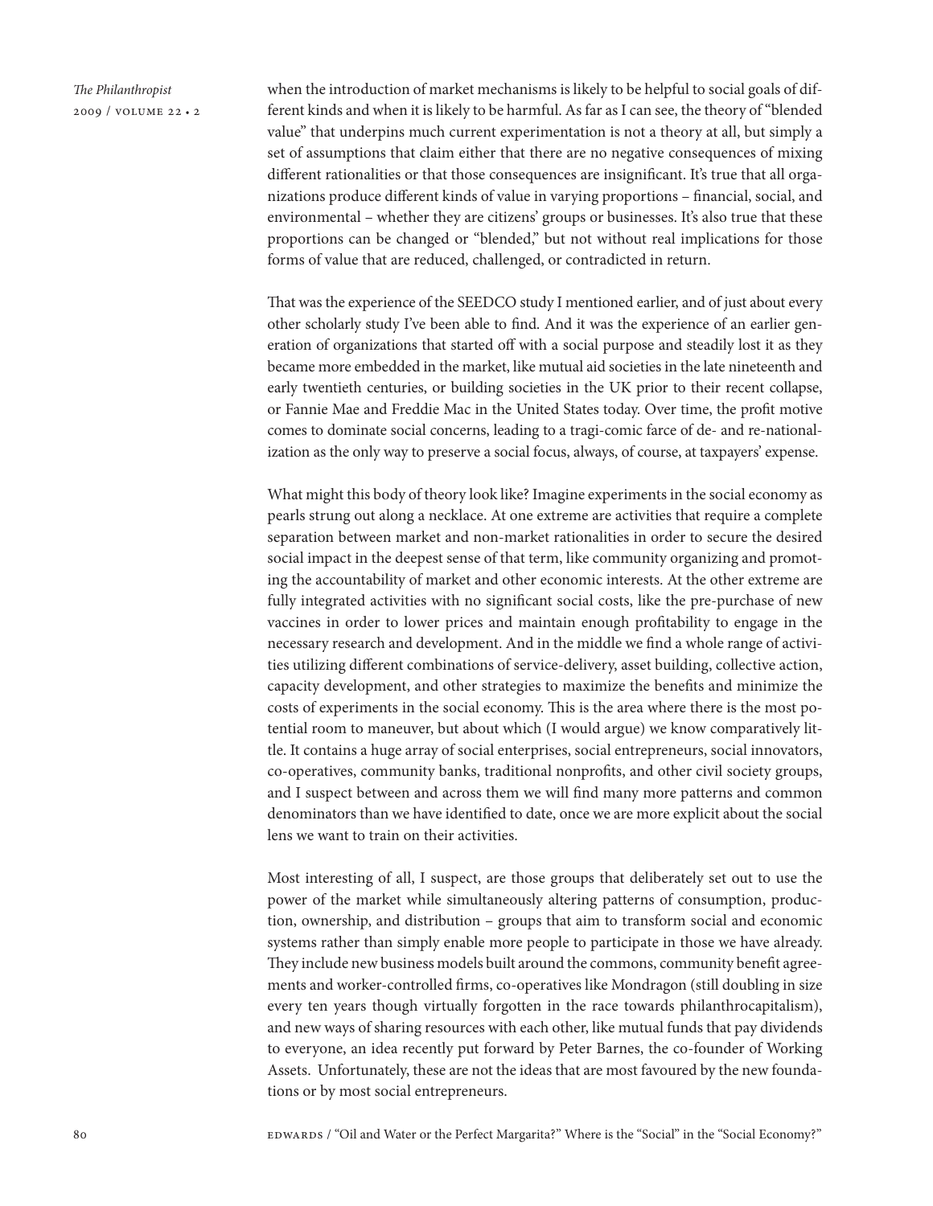when the introduction of market mechanisms is likely to be helpful to social goals of different kinds and when it is likely to be harmful. As far as I can see, the theory of "blended value" that underpins much current experimentation is not a theory at all, but simply a set of assumptions that claim either that there are no negative consequences of mixing different rationalities or that those consequences are insignificant. It's true that all organizations produce different kinds of value in varying proportions – financial, social, and environmental – whether they are citizens' groups or businesses. It's also true that these proportions can be changed or "blended," but not without real implications for those forms of value that are reduced, challenged, or contradicted in return.

That was the experience of the SEEDCO study I mentioned earlier, and of just about every other scholarly study I've been able to find. And it was the experience of an earlier generation of organizations that started off with a social purpose and steadily lost it as they became more embedded in the market, like mutual aid societies in the late nineteenth and early twentieth centuries, or building societies in the UK prior to their recent collapse, or Fannie Mae and Freddie Mac in the United States today. Over time, the profit motive comes to dominate social concerns, leading to a tragi-comic farce of de- and re-nationalization as the only way to preserve a social focus, always, of course, at taxpayers' expense.

What might this body of theory look like? Imagine experiments in the social economy as pearls strung out along a necklace. At one extreme are activities that require a complete separation between market and non-market rationalities in order to secure the desired social impact in the deepest sense of that term, like community organizing and promoting the accountability of market and other economic interests. At the other extreme are fully integrated activities with no significant social costs, like the pre-purchase of new vaccines in order to lower prices and maintain enough profitability to engage in the necessary research and development. And in the middle we find a whole range of activities utilizing different combinations of service-delivery, asset building, collective action, capacity development, and other strategies to maximize the benefits and minimize the costs of experiments in the social economy. This is the area where there is the most potential room to maneuver, but about which (I would argue) we know comparatively little. It contains a huge array of social enterprises, social entrepreneurs, social innovators, co-operatives, community banks, traditional nonprofits, and other civil society groups, and I suspect between and across them we will find many more patterns and common denominators than we have identified to date, once we are more explicit about the social lens we want to train on their activities.

Most interesting of all, I suspect, are those groups that deliberately set out to use the power of the market while simultaneously altering patterns of consumption, production, ownership, and distribution – groups that aim to transform social and economic systems rather than simply enable more people to participate in those we have already. They include new business models built around the commons, community benefit agreements and worker-controlled firms, co-operatives like Mondragon (still doubling in size every ten years though virtually forgotten in the race towards philanthrocapitalism), and new ways of sharing resources with each other, like mutual funds that pay dividends to everyone, an idea recently put forward by Peter Barnes, the co-founder of Working Assets. Unfortunately, these are not the ideas that are most favoured by the new foundations or by most social entrepreneurs.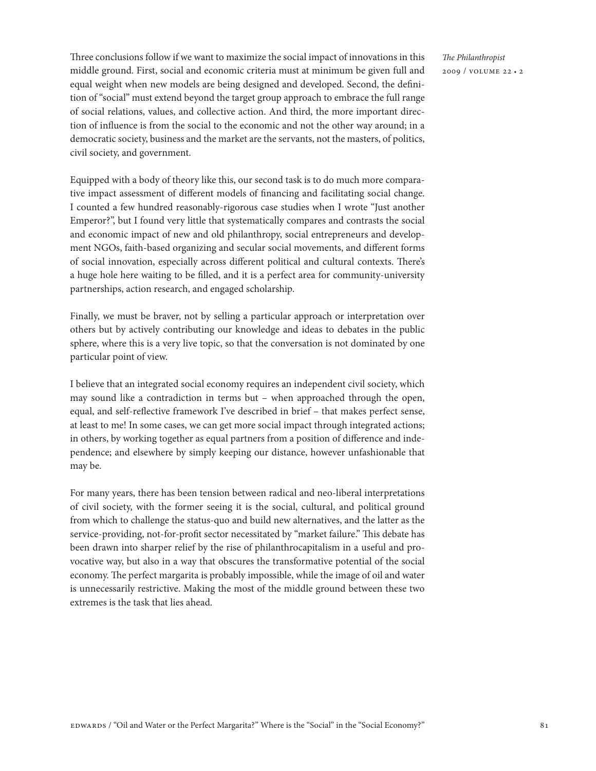Three conclusions follow if we want to maximize the social impact of innovations in this middle ground. First, social and economic criteria must at minimum be given full and equal weight when new models are being designed and developed. Second, the definition of "social" must extend beyond the target group approach to embrace the full range of social relations, values, and collective action. And third, the more important direction of influence is from the social to the economic and not the other way around; in a democratic society, business and the market are the servants, not the masters, of politics, civil society, and government.

Equipped with a body of theory like this, our second task is to do much more comparative impact assessment of different models of financing and facilitating social change. I counted a few hundred reasonably-rigorous case studies when I wrote "Just another Emperor?", but I found very little that systematically compares and contrasts the social and economic impact of new and old philanthropy, social entrepreneurs and development NGOs, faith-based organizing and secular social movements, and different forms of social innovation, especially across different political and cultural contexts. There's a huge hole here waiting to be filled, and it is a perfect area for community-university partnerships, action research, and engaged scholarship.

Finally, we must be braver, not by selling a particular approach or interpretation over others but by actively contributing our knowledge and ideas to debates in the public sphere, where this is a very live topic, so that the conversation is not dominated by one particular point of view.

I believe that an integrated social economy requires an independent civil society, which may sound like a contradiction in terms but – when approached through the open, equal, and self-reflective framework I've described in brief – that makes perfect sense, at least to me! In some cases, we can get more social impact through integrated actions; in others, by working together as equal partners from a position of difference and independence; and elsewhere by simply keeping our distance, however unfashionable that may be.

For many years, there has been tension between radical and neo-liberal interpretations of civil society, with the former seeing it is the social, cultural, and political ground from which to challenge the status-quo and build new alternatives, and the latter as the service-providing, not-for-profit sector necessitated by "market failure." This debate has been drawn into sharper relief by the rise of philanthrocapitalism in a useful and provocative way, but also in a way that obscures the transformative potential of the social economy. The perfect margarita is probably impossible, while the image of oil and water is unnecessarily restrictive. Making the most of the middle ground between these two extremes is the task that lies ahead.